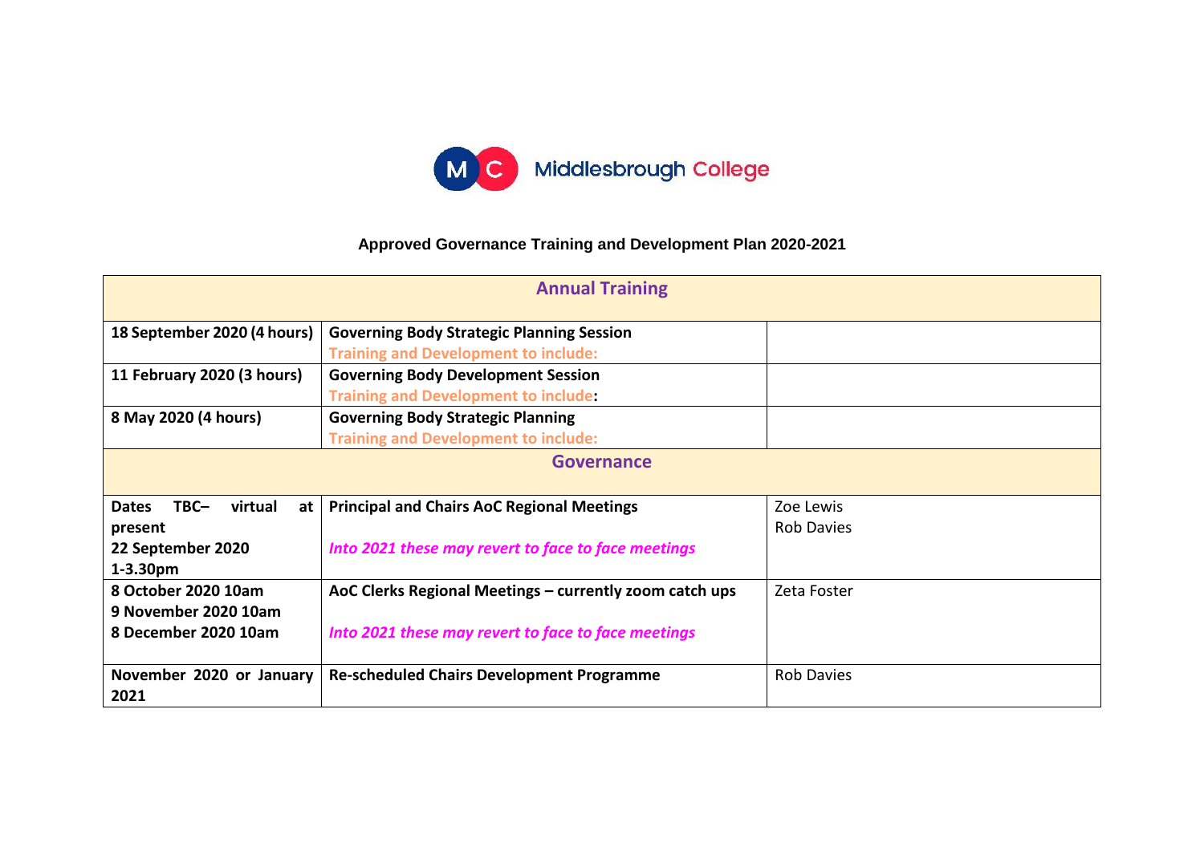Middlesbrough College

## Approved Governance Training and Development Plan 2020-2021

| Annual Training | | |
|---|---|---|
| **18 September 2020 (4 hours)** | **Governing Body Strategic Planning Session**<br>**Training and Development to include:** | |
| **11 February 2020 (3 hours)** | **Governing Body Development Session**<br>**Training and Development to include:** | |
| **8 May 2020 (4 hours)** | **Governing Body Strategic Planning**<br>**Training and Development to include:** | |
| **Governance** | | |
| **Dates TBC– virtual at present**<br>**22 September 2020 1-3.30pm** | **Principal and Chairs AoC Regional Meetings**<br>***Into 2021 these may revert to face to face meetings*** | Zoe Lewis<br>Rob Davies |
| **8 October 2020 10am**<br>**9 November 2020 10am**<br>**8 December 2020 10am** | **AoC Clerks Regional Meetings – currently zoom catch ups**<br>***Into 2021 these may revert to face to face meetings*** | Zeta Foster |
| **November 2020 or January 2021** | **Re-scheduled Chairs Development Programme** | Rob Davies |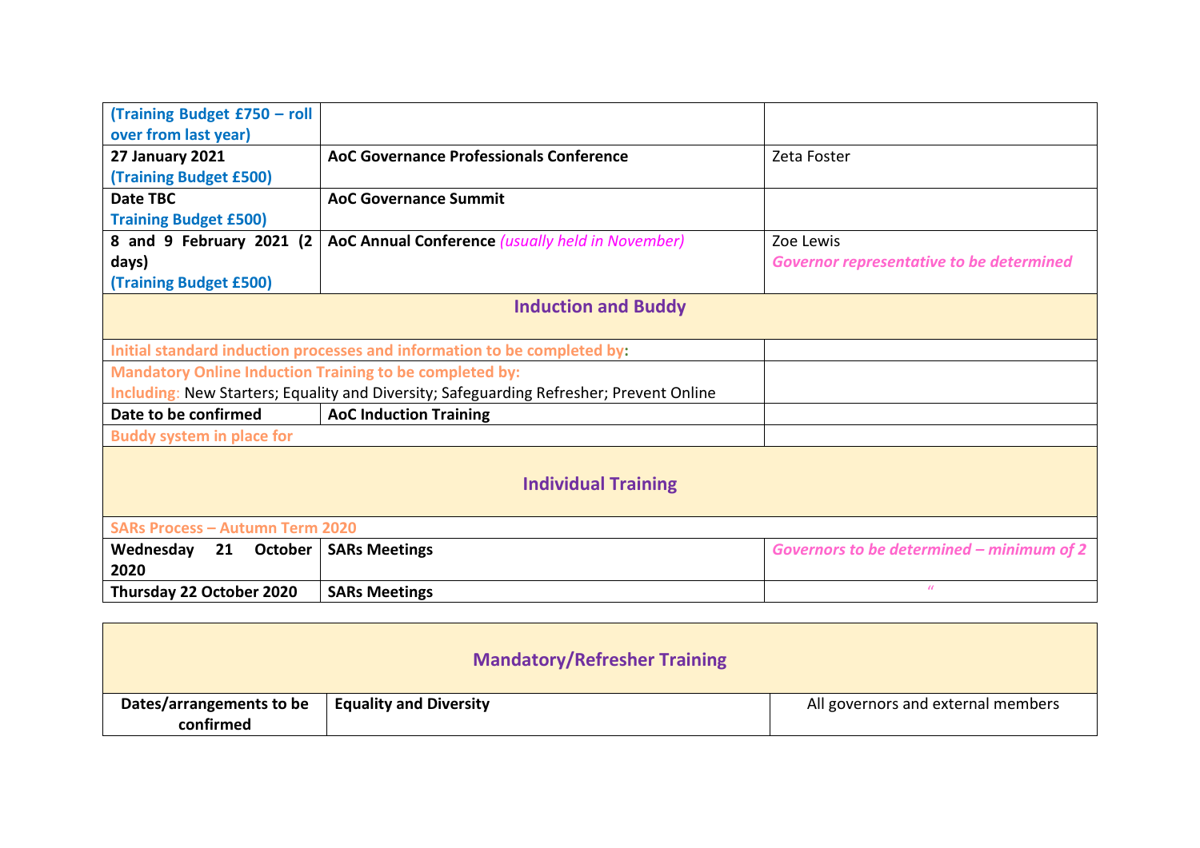| | | |
|---|---|---|
| **(Training Budget £750 – roll over from last year)** | | |
| **27 January 2021** **(Training Budget £500)** | **AoC Governance Professionals Conference** | Zeta Foster |
| **Date TBC** **Training Budget £500)** | **AoC Governance Summit** | |
| **8 and 9 February 2021 (2 days)** **(Training Budget £500)** | **AoC Annual Conference** *(usually held in November)* | Zoe Lewis ***Governor representative to be determined*** |
| **Induction and Buddy** | | |
| **Initial standard induction processes and information to be completed by:** | | |
| **Mandatory Online Induction Training to be completed by:** **Including:** New Starters; Equality and Diversity; Safeguarding Refresher; Prevent Online | | |
| **Date to be confirmed** | **AoC Induction Training** | |
| **Buddy system in place for** | | |
| **Individual Training** | | |
| **SARs Process – Autumn Term 2020** | | |
| **Wednesday 21 October 2020** | **SARs Meetings** | ***Governors to be determined – minimum of 2*** |
| **Thursday 22 October 2020** | **SARs Meetings** | " |

| | | |
|---|---|---|
| **Mandatory/Refresher Training** | | |
| **Dates/arrangements to be confirmed** | **Equality and Diversity** | All governors and external members |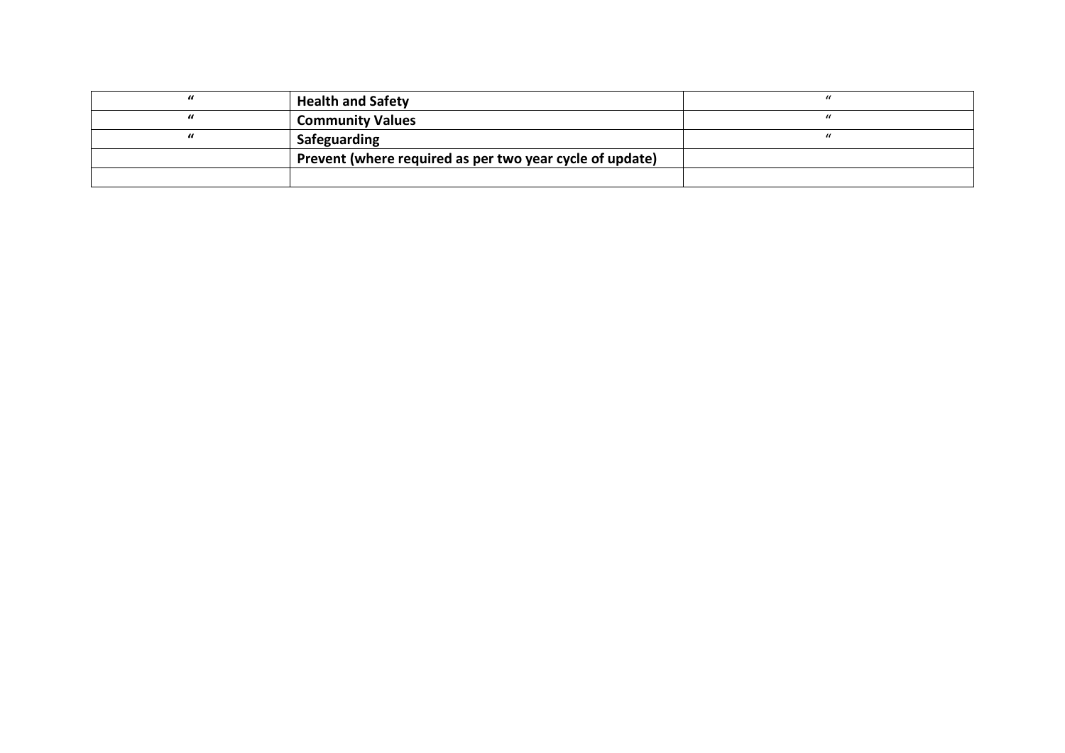| | | |
|---|---|---|
| " | **Health and Safety** | " |
| " | **Community Values** | " |
| " | **Safeguarding** | " |
| | **Prevent (where required as per two year cycle of update)** | |
| | | |